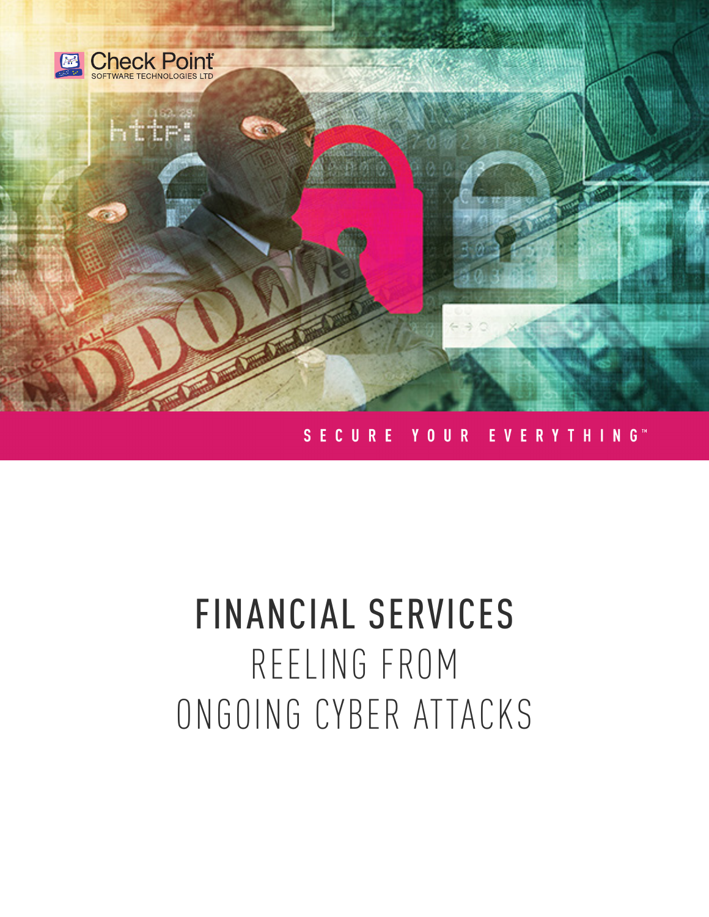Check Point
SOFTWARE TECHNOLOGIES LTD

SECURE YOUR EVERYTHING™

# FINANCIAL SERVICES REELING FROM ONGOING CYBER ATTACKS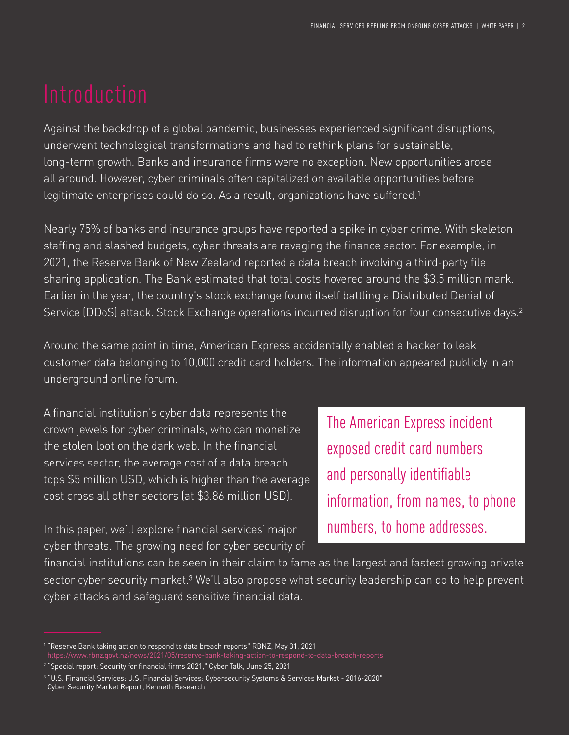# Introduction

Against the backdrop of a global pandemic, businesses experienced significant disruptions, underwent technological transformations and had to rethink plans for sustainable, long-term growth. Banks and insurance firms were no exception. New opportunities arose all around. However, cyber criminals often capitalized on available opportunities before legitimate enterprises could do so. As a result, organizations have suffered.[1]

Nearly 75% of banks and insurance groups have reported a spike in cyber crime. With skeleton staffing and slashed budgets, cyber threats are ravaging the finance sector. For example, in 2021, the Reserve Bank of New Zealand reported a data breach involving a third-party file sharing application. The Bank estimated that total costs hovered around the $3.5 million mark. Earlier in the year, the country's stock exchange found itself battling a Distributed Denial of Service (DDoS) attack. Stock Exchange operations incurred disruption for four consecutive days.[2]

Around the same point in time, American Express accidentally enabled a hacker to leak customer data belonging to 10,000 credit card holders. The information appeared publicly in an underground online forum.

A financial institution's cyber data represents the crown jewels for cyber criminals, who can monetize the stolen loot on the dark web. In the financial services sector, the average cost of a data breach tops $5 million USD, which is higher than the average cost cross all other sectors (at $3.86 million USD).

> The American Express incident exposed credit card numbers and personally identifiable information, from names, to phone numbers, to home addresses.

In this paper, we'll explore financial services' major cyber threats. The growing need for cyber security of financial institutions can be seen in their claim to fame as the largest and fastest growing private sector cyber security market.[3] We'll also propose what security leadership can do to help prevent cyber attacks and safeguard sensitive financial data.

---

[1] "Reserve Bank taking action to respond to data breach reports" RBNZ, May 31, 2021 https://www.rbnz.govt.nz/news/2021/05/reserve-bank-taking-action-to-respond-to-data-breach-reports

[2] "Special report: Security for financial firms 2021," Cyber Talk, June 25, 2021

[3] "U.S. Financial Services: U.S. Financial Services: Cybersecurity Systems & Services Market - 2016-2020" Cyber Security Market Report, Kenneth Research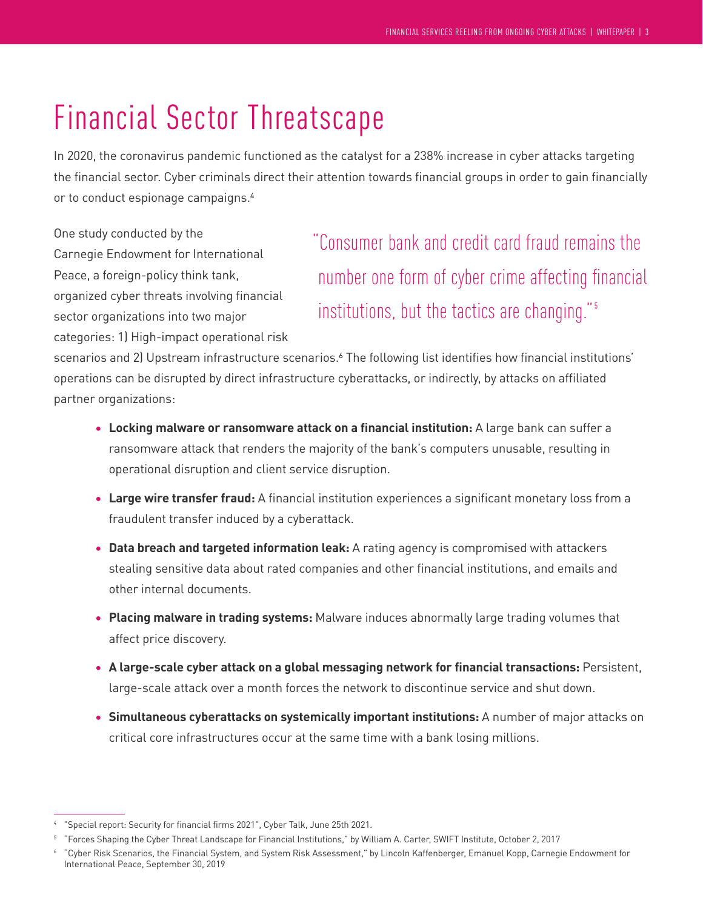# Financial Sector Threatscape

In 2020, the coronavirus pandemic functioned as the catalyst for a 238% increase in cyber attacks targeting the financial sector. Cyber criminals direct their attention towards financial groups in order to gain financially or to conduct espionage campaigns.[4]

> "Consumer bank and credit card fraud remains the number one form of cyber crime affecting financial institutions, but the tactics are changing."[5]

One study conducted by the Carnegie Endowment for International Peace, a foreign-policy think tank, organized cyber threats involving financial sector organizations into two major categories: 1) High-impact operational risk scenarios and 2) Upstream infrastructure scenarios.[6] The following list identifies how financial institutions' operations can be disrupted by direct infrastructure cyberattacks, or indirectly, by attacks on affiliated partner organizations:

- **Locking malware or ransomware attack on a financial institution:** A large bank can suffer a ransomware attack that renders the majority of the bank's computers unusable, resulting in operational disruption and client service disruption.
- **Large wire transfer fraud:** A financial institution experiences a significant monetary loss from a fraudulent transfer induced by a cyberattack.
- **Data breach and targeted information leak:** A rating agency is compromised with attackers stealing sensitive data about rated companies and other financial institutions, and emails and other internal documents.
- **Placing malware in trading systems:** Malware induces abnormally large trading volumes that affect price discovery.
- **A large-scale cyber attack on a global messaging network for financial transactions:** Persistent, large-scale attack over a month forces the network to discontinue service and shut down.
- **Simultaneous cyberattacks on systemically important institutions:** A number of major attacks on critical core infrastructures occur at the same time with a bank losing millions.

---

[4] "Special report: Security for financial firms 2021", Cyber Talk, June 25th 2021.

[5] "Forces Shaping the Cyber Threat Landscape for Financial Institutions," by William A. Carter, SWIFT Institute, October 2, 2017

[6] "Cyber Risk Scenarios, the Financial System, and System Risk Assessment," by Lincoln Kaffenberger, Emanuel Kopp, Carnegie Endowment for International Peace, September 30, 2019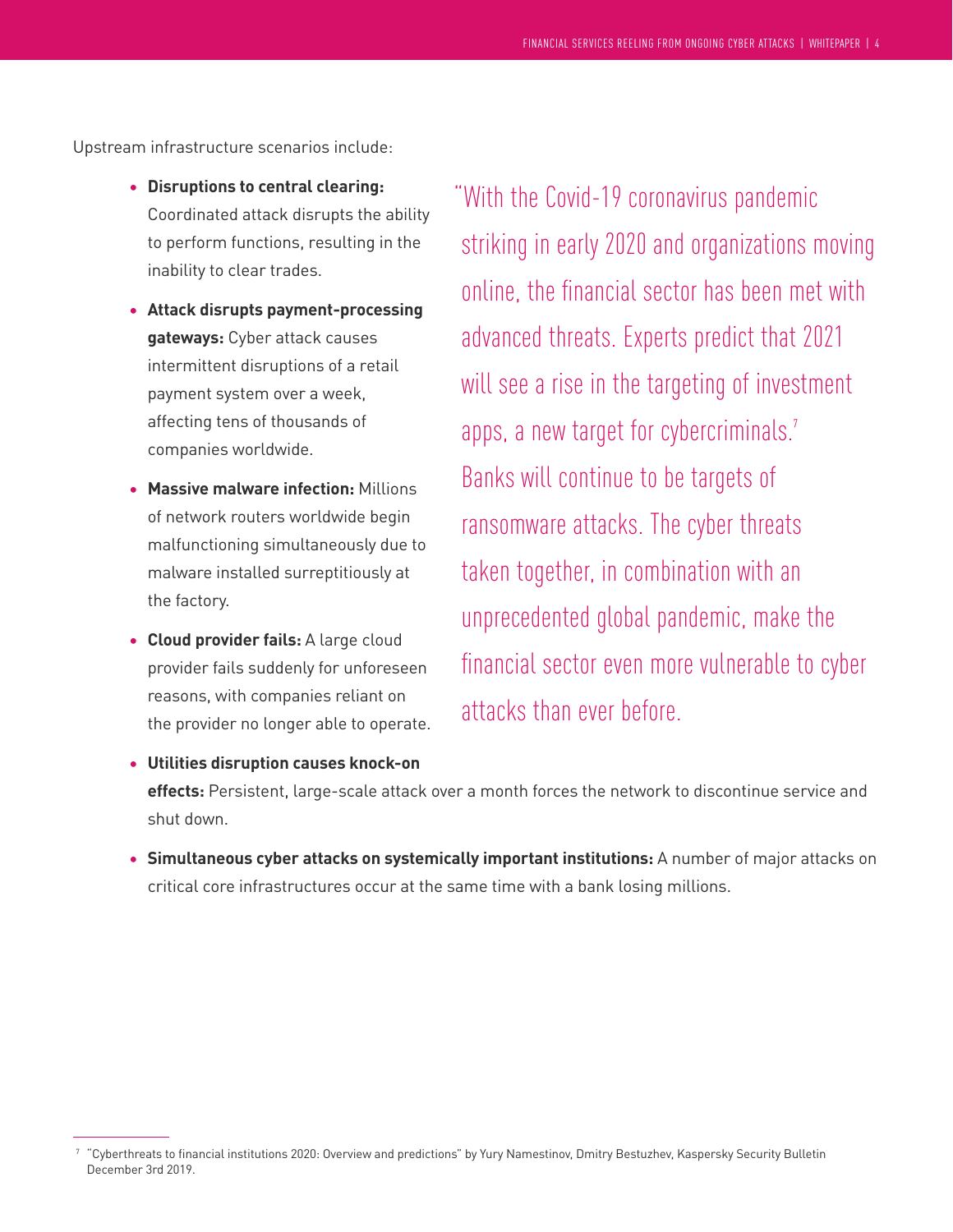Upstream infrastructure scenarios include:

- **Disruptions to central clearing:** Coordinated attack disrupts the ability to perform functions, resulting in the inability to clear trades.
- **Attack disrupts payment-processing gateways:** Cyber attack causes intermittent disruptions of a retail payment system over a week, affecting tens of thousands of companies worldwide.
- **Massive malware infection:** Millions of network routers worldwide begin malfunctioning simultaneously due to malware installed surreptitiously at the factory.
- **Cloud provider fails:** A large cloud provider fails suddenly for unforeseen reasons, with companies reliant on the provider no longer able to operate.
- **Utilities disruption causes knock-on effects:** Persistent, large-scale attack over a month forces the network to discontinue service and shut down.
- **Simultaneous cyber attacks on systemically important institutions:** A number of major attacks on critical core infrastructures occur at the same time with a bank losing millions.

"With the Covid-19 coronavirus pandemic striking in early 2020 and organizations moving online, the financial sector has been met with advanced threats. Experts predict that 2021 will see a rise in the targeting of investment apps, a new target for cybercriminals.[7] Banks will continue to be targets of ransomware attacks. The cyber threats taken together, in combination with an unprecedented global pandemic, make the financial sector even more vulnerable to cyber attacks than ever before.

[7] "Cyberthreats to financial institutions 2020: Overview and predictions" by Yury Namestinov, Dmitry Bestuzhev, Kaspersky Security Bulletin December 3rd 2019.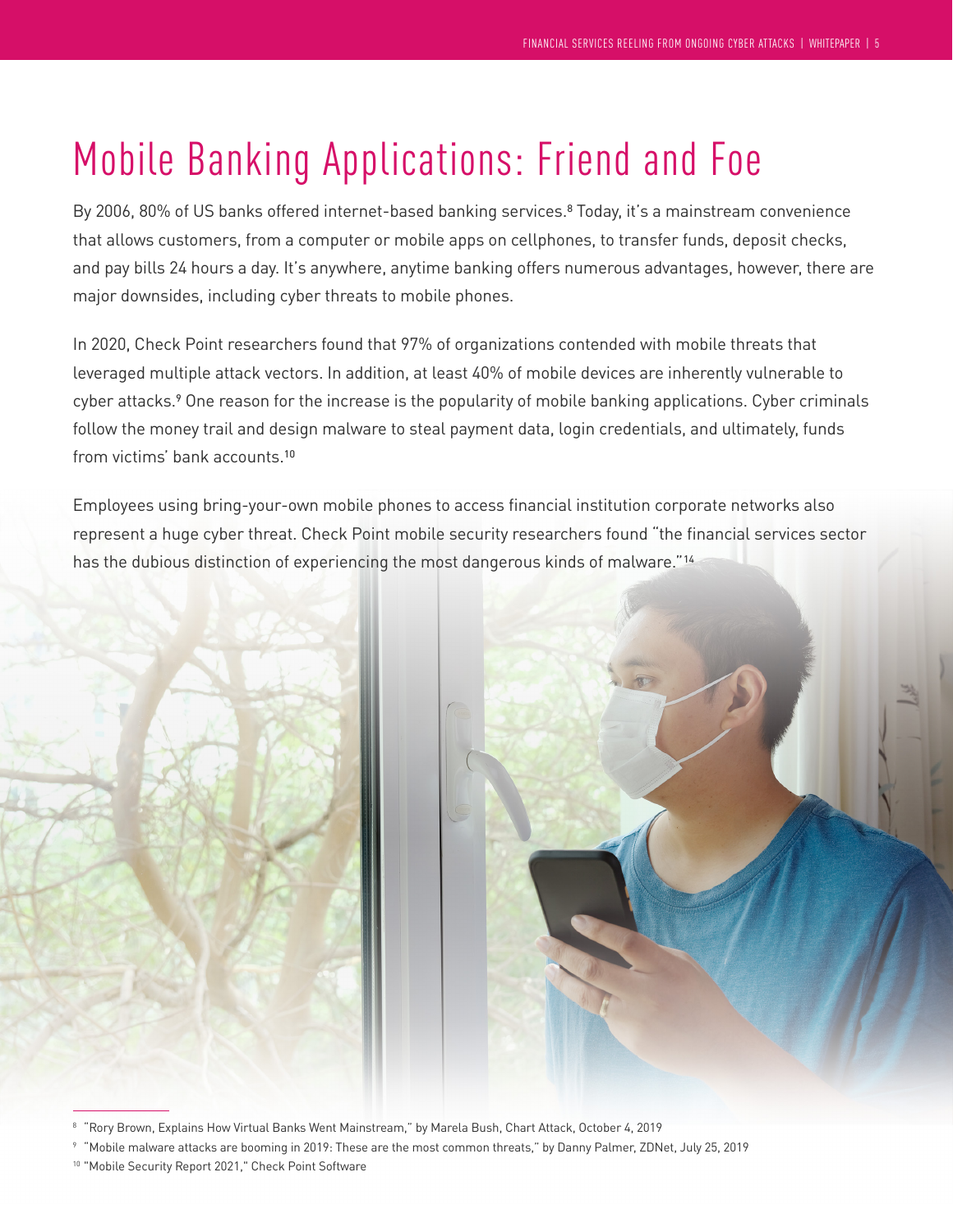# Mobile Banking Applications: Friend and Foe

By 2006, 80% of US banks offered internet-based banking services.[8] Today, it's a mainstream convenience that allows customers, from a computer or mobile apps on cellphones, to transfer funds, deposit checks, and pay bills 24 hours a day. It's anywhere, anytime banking offers numerous advantages, however, there are major downsides, including cyber threats to mobile phones.

In 2020, Check Point researchers found that 97% of organizations contended with mobile threats that leveraged multiple attack vectors. In addition, at least 40% of mobile devices are inherently vulnerable to cyber attacks.[9] One reason for the increase is the popularity of mobile banking applications. Cyber criminals follow the money trail and design malware to steal payment data, login credentials, and ultimately, funds from victims' bank accounts.[10]

Employees using bring-your-own mobile phones to access financial institution corporate networks also represent a huge cyber threat. Check Point mobile security researchers found "the financial services sector has the dubious distinction of experiencing the most dangerous kinds of malware."[14]

---

[8] "Rory Brown, Explains How Virtual Banks Went Mainstream," by Marela Bush, Chart Attack, October 4, 2019

[9] "Mobile malware attacks are booming in 2019: These are the most common threats," by Danny Palmer, ZDNet, July 25, 2019

[10] "Mobile Security Report 2021," Check Point Software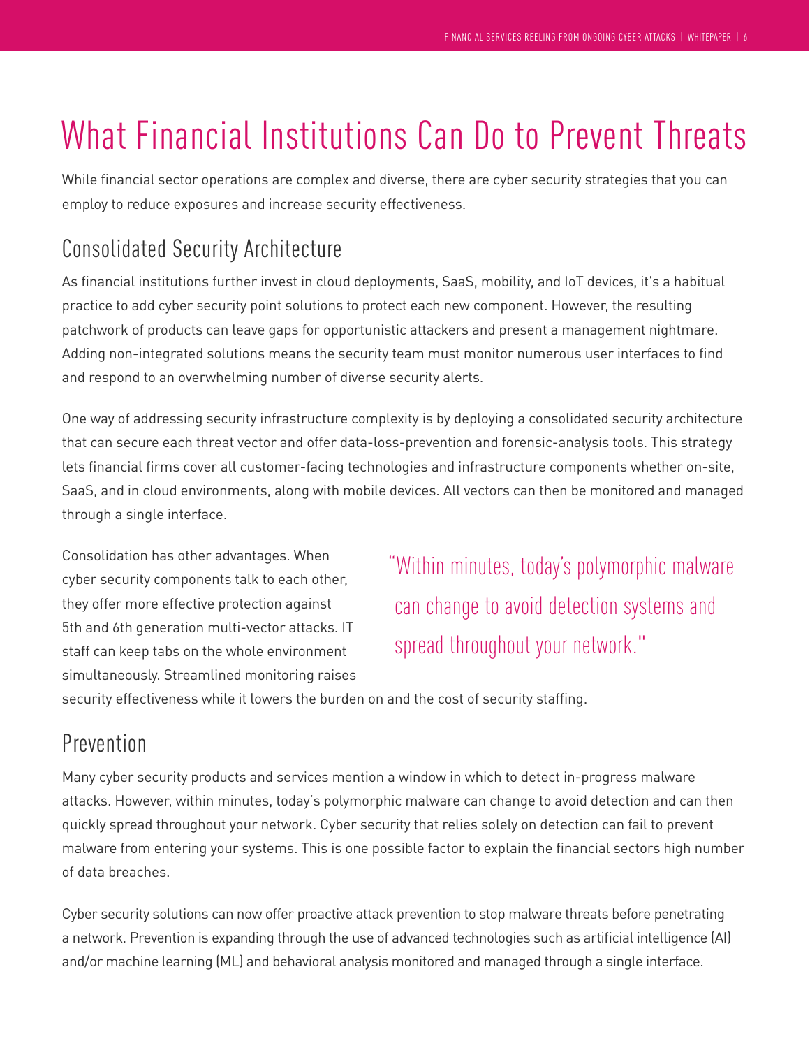# What Financial Institutions Can Do to Prevent Threats

While financial sector operations are complex and diverse, there are cyber security strategies that you can employ to reduce exposures and increase security effectiveness.

## Consolidated Security Architecture

As financial institutions further invest in cloud deployments, SaaS, mobility, and IoT devices, it's a habitual practice to add cyber security point solutions to protect each new component. However, the resulting patchwork of products can leave gaps for opportunistic attackers and present a management nightmare. Adding non-integrated solutions means the security team must monitor numerous user interfaces to find and respond to an overwhelming number of diverse security alerts.

One way of addressing security infrastructure complexity is by deploying a consolidated security architecture that can secure each threat vector and offer data-loss-prevention and forensic-analysis tools. This strategy lets financial firms cover all customer-facing technologies and infrastructure components whether on-site, SaaS, and in cloud environments, along with mobile devices. All vectors can then be monitored and managed through a single interface.

Consolidation has other advantages. When cyber security components talk to each other, they offer more effective protection against 5th and 6th generation multi-vector attacks. IT staff can keep tabs on the whole environment simultaneously. Streamlined monitoring raises security effectiveness while it lowers the burden on and the cost of security staffing.

> "Within minutes, today's polymorphic malware can change to avoid detection systems and spread throughout your network."

## Prevention

Many cyber security products and services mention a window in which to detect in-progress malware attacks. However, within minutes, today's polymorphic malware can change to avoid detection and can then quickly spread throughout your network. Cyber security that relies solely on detection can fail to prevent malware from entering your systems. This is one possible factor to explain the financial sectors high number of data breaches.

Cyber security solutions can now offer proactive attack prevention to stop malware threats before penetrating a network. Prevention is expanding through the use of advanced technologies such as artificial intelligence (AI) and/or machine learning (ML) and behavioral analysis monitored and managed through a single interface.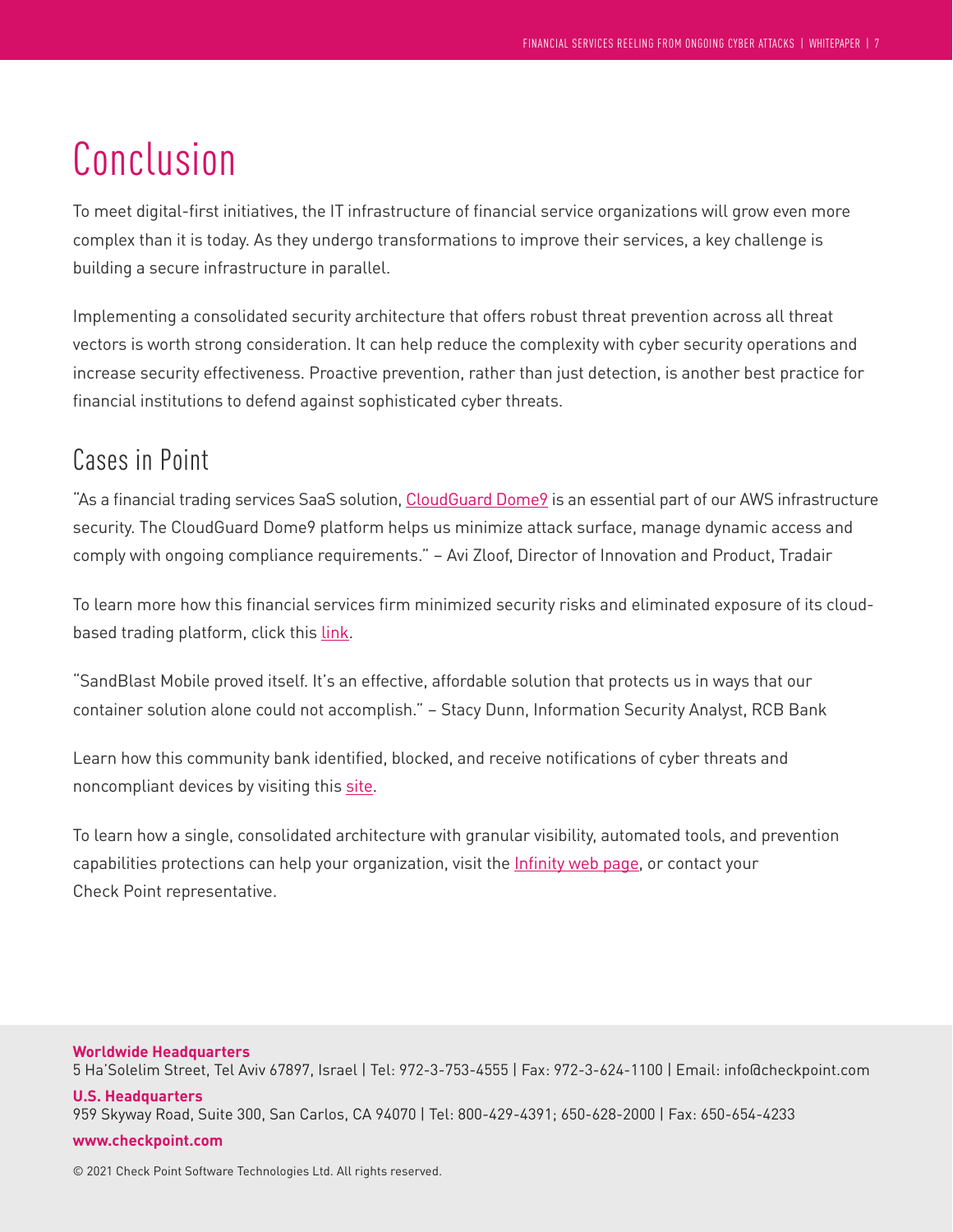# Conclusion

To meet digital-first initiatives, the IT infrastructure of financial service organizations will grow even more complex than it is today. As they undergo transformations to improve their services, a key challenge is building a secure infrastructure in parallel.

Implementing a consolidated security architecture that offers robust threat prevention across all threat vectors is worth strong consideration. It can help reduce the complexity with cyber security operations and increase security effectiveness. Proactive prevention, rather than just detection, is another best practice for financial institutions to defend against sophisticated cyber threats.

## Cases in Point

"As a financial trading services SaaS solution, CloudGuard Dome9 is an essential part of our AWS infrastructure security. The CloudGuard Dome9 platform helps us minimize attack surface, manage dynamic access and comply with ongoing compliance requirements." – Avi Zloof, Director of Innovation and Product, Tradair

To learn more how this financial services firm minimized security risks and eliminated exposure of its cloud-based trading platform, click this link.

"SandBlast Mobile proved itself. It's an effective, affordable solution that protects us in ways that our container solution alone could not accomplish." – Stacy Dunn, Information Security Analyst, RCB Bank

Learn how this community bank identified, blocked, and receive notifications of cyber threats and noncompliant devices by visiting this site.

To learn how a single, consolidated architecture with granular visibility, automated tools, and prevention capabilities protections can help your organization, visit the Infinity web page, or contact your Check Point representative.

**Worldwide Headquarters**
5 Ha'Solelim Street, Tel Aviv 67897, Israel | Tel: 972-3-753-4555 | Fax: 972-3-624-1100 | Email: info@checkpoint.com

**U.S. Headquarters**
959 Skyway Road, Suite 300, San Carlos, CA 94070 | Tel: 800-429-4391; 650-628-2000 | Fax: 650-654-4233

**www.checkpoint.com**

© 2021 Check Point Software Technologies Ltd. All rights reserved.